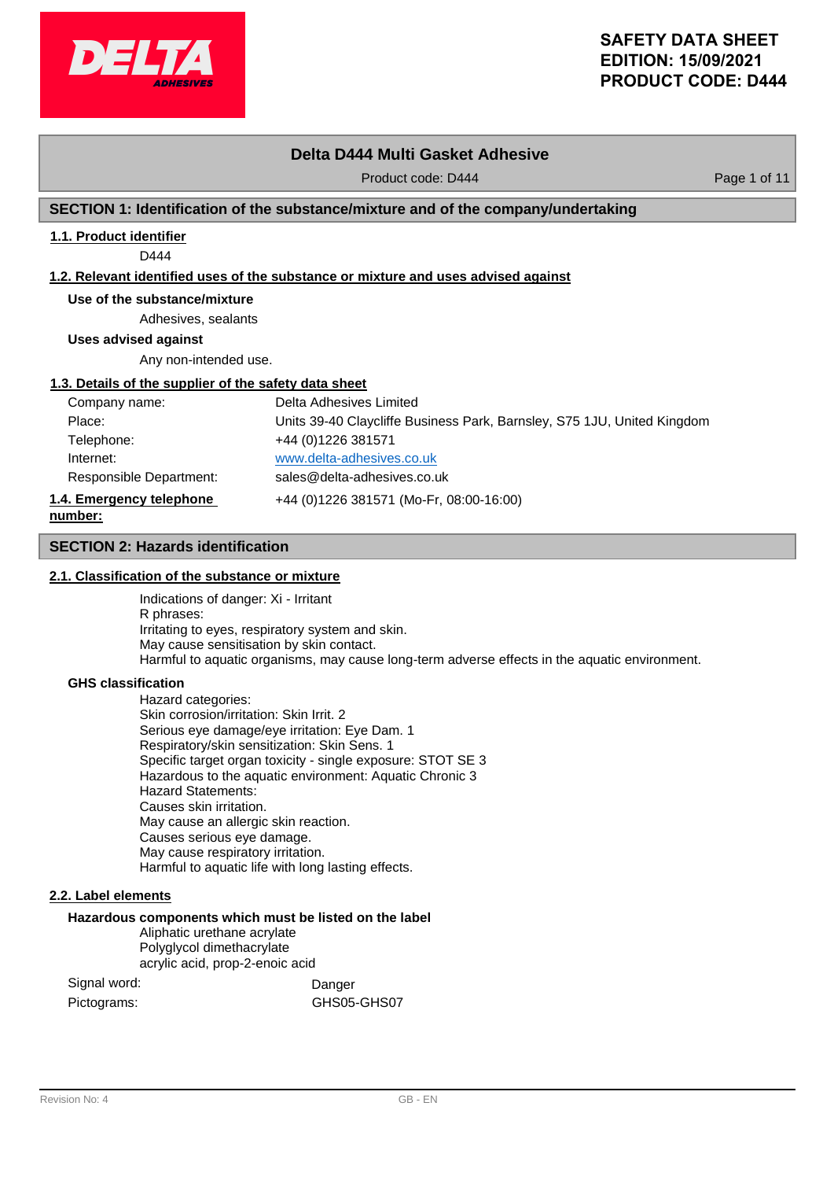# SAFETY DATA SHEET
# EDITION: 15/09/2021
# PRODUCT CODE: D444

## Delta D444 Multi Gasket Adhesive

Product code: D444

## SECTION 1: Identification of the substance/mixture and of the company/undertaking

### 1.1. Product identifier

D444

### 1.2. Relevant identified uses of the substance or mixture and uses advised against

**Use of the substance/mixture**

Adhesives, sealants

**Uses advised against**

Any non-intended use.

### 1.3. Details of the supplier of the safety data sheet

| | |
|---|---|
| Company name: | Delta Adhesives Limited |
| Place: | Units 39-40 Claycliffe Business Park, Barnsley, S75 1JU, United Kingdom |
| Telephone: | +44 (0)1226 381571 |
| Internet: | www.delta-adhesives.co.uk |
| Responsible Department: | sales@delta-adhesives.co.uk |

### 1.4. Emergency telephone number:

+44 (0)1226 381571 (Mo-Fr, 08:00-16:00)

## SECTION 2: Hazards identification

### 2.1. Classification of the substance or mixture

Indications of danger: Xi - Irritant
R phrases:
Irritating to eyes, respiratory system and skin.
May cause sensitisation by skin contact.
Harmful to aquatic organisms, may cause long-term adverse effects in the aquatic environment.

**GHS classification**

Hazard categories:
Skin corrosion/irritation: Skin Irrit. 2
Serious eye damage/eye irritation: Eye Dam. 1
Respiratory/skin sensitization: Skin Sens. 1
Specific target organ toxicity - single exposure: STOT SE 3
Hazardous to the aquatic environment: Aquatic Chronic 3
Hazard Statements:
Causes skin irritation.
May cause an allergic skin reaction.
Causes serious eye damage.
May cause respiratory irritation.
Harmful to aquatic life with long lasting effects.

### 2.2. Label elements

**Hazardous components which must be listed on the label**

Aliphatic urethane acrylate
Polyglycol dimethacrylate
acrylic acid, prop-2-enoic acid

| | |
|---|---|
| Signal word: | Danger |
| Pictograms: | GHS05-GHS07 |

Revision No: 4

GB - EN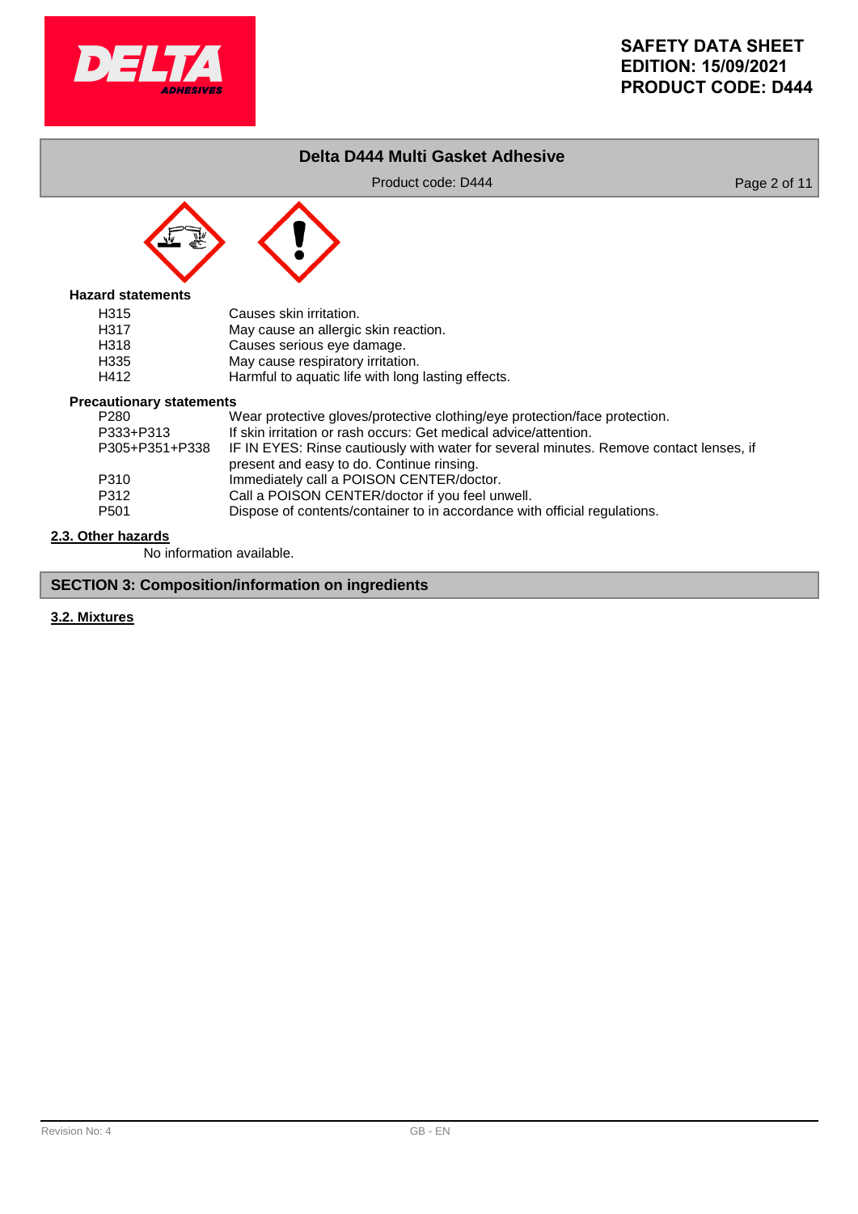### Hazard statements

| | |
|---|---|
| H315 | Causes skin irritation. |
| H317 | May cause an allergic skin reaction. |
| H318 | Causes serious eye damage. |
| H335 | May cause respiratory irritation. |
| H412 | Harmful to aquatic life with long lasting effects. |

### Precautionary statements

| | |
|---|---|
| P280 | Wear protective gloves/protective clothing/eye protection/face protection. |
| P333+P313 | If skin irritation or rash occurs: Get medical advice/attention. |
| P305+P351+P338 | IF IN EYES: Rinse cautiously with water for several minutes. Remove contact lenses, if present and easy to do. Continue rinsing. |
| P310 | Immediately call a POISON CENTER/doctor. |
| P312 | Call a POISON CENTER/doctor if you feel unwell. |
| P501 | Dispose of contents/container to in accordance with official regulations. |

### 2.3. Other hazards

No information available.

## SECTION 3: Composition/information on ingredients

### 3.2. Mixtures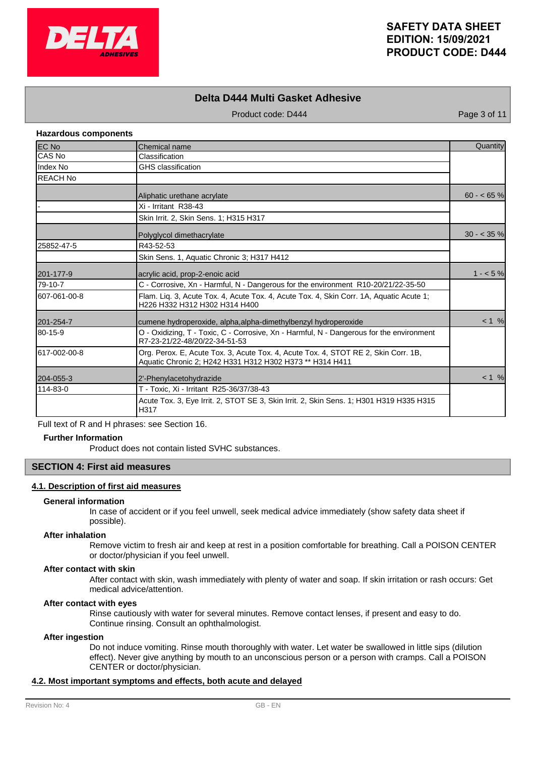### Hazardous components

| EC No | Chemical name | Quantity |
|---|---|---|
| CAS No | Classification | |
| Index No | GHS classification | |
| REACH No | | |
| | Aliphatic urethane acrylate | 60 - < 65 % |
| - | Xi - Irritant R38-43 | |
| | Skin Irrit. 2, Skin Sens. 1; H315 H317 | |
| | Polyglycol dimethacrylate | 30 - < 35 % |
| 25852-47-5 | R43-52-53 | |
| | Skin Sens. 1, Aquatic Chronic 3; H317 H412 | |
| 201-177-9 | acrylic acid, prop-2-enoic acid | 1 - < 5 % |
| 79-10-7 | C - Corrosive, Xn - Harmful, N - Dangerous for the environment R10-20/21/22-35-50 | |
| 607-061-00-8 | Flam. Liq. 3, Acute Tox. 4, Acute Tox. 4, Acute Tox. 4, Skin Corr. 1A, Aquatic Acute 1; H226 H332 H312 H302 H314 H400 | |
| 201-254-7 | cumene hydroperoxide, alpha,alpha-dimethylbenzyl hydroperoxide | < 1 % |
| 80-15-9 | O - Oxidizing, T - Toxic, C - Corrosive, Xn - Harmful, N - Dangerous for the environment R7-23-21/22-48/20/22-34-51-53 | |
| 617-002-00-8 | Org. Perox. E, Acute Tox. 3, Acute Tox. 4, Acute Tox. 4, STOT RE 2, Skin Corr. 1B, Aquatic Chronic 2; H242 H331 H312 H302 H373 ** H314 H411 | |
| 204-055-3 | 2'-Phenylacetohydrazide | < 1 % |
| 114-83-0 | T - Toxic, Xi - Irritant R25-36/37/38-43 | |
| | Acute Tox. 3, Eye Irrit. 2, STOT SE 3, Skin Irrit. 2, Skin Sens. 1; H301 H319 H335 H315 H317 | |

Full text of R and H phrases: see Section 16.

**Further Information**

Product does not contain listed SVHC substances.

## SECTION 4: First aid measures

### 4.1. Description of first aid measures

**General information**

In case of accident or if you feel unwell, seek medical advice immediately (show safety data sheet if possible).

**After inhalation**

Remove victim to fresh air and keep at rest in a position comfortable for breathing. Call a POISON CENTER or doctor/physician if you feel unwell.

**After contact with skin**

After contact with skin, wash immediately with plenty of water and soap. If skin irritation or rash occurs: Get medical advice/attention.

**After contact with eyes**

Rinse cautiously with water for several minutes. Remove contact lenses, if present and easy to do. Continue rinsing. Consult an ophthalmologist.

**After ingestion**

Do not induce vomiting. Rinse mouth thoroughly with water. Let water be swallowed in little sips (dilution effect). Never give anything by mouth to an unconscious person or a person with cramps. Call a POISON CENTER or doctor/physician.

### 4.2. Most important symptoms and effects, both acute and delayed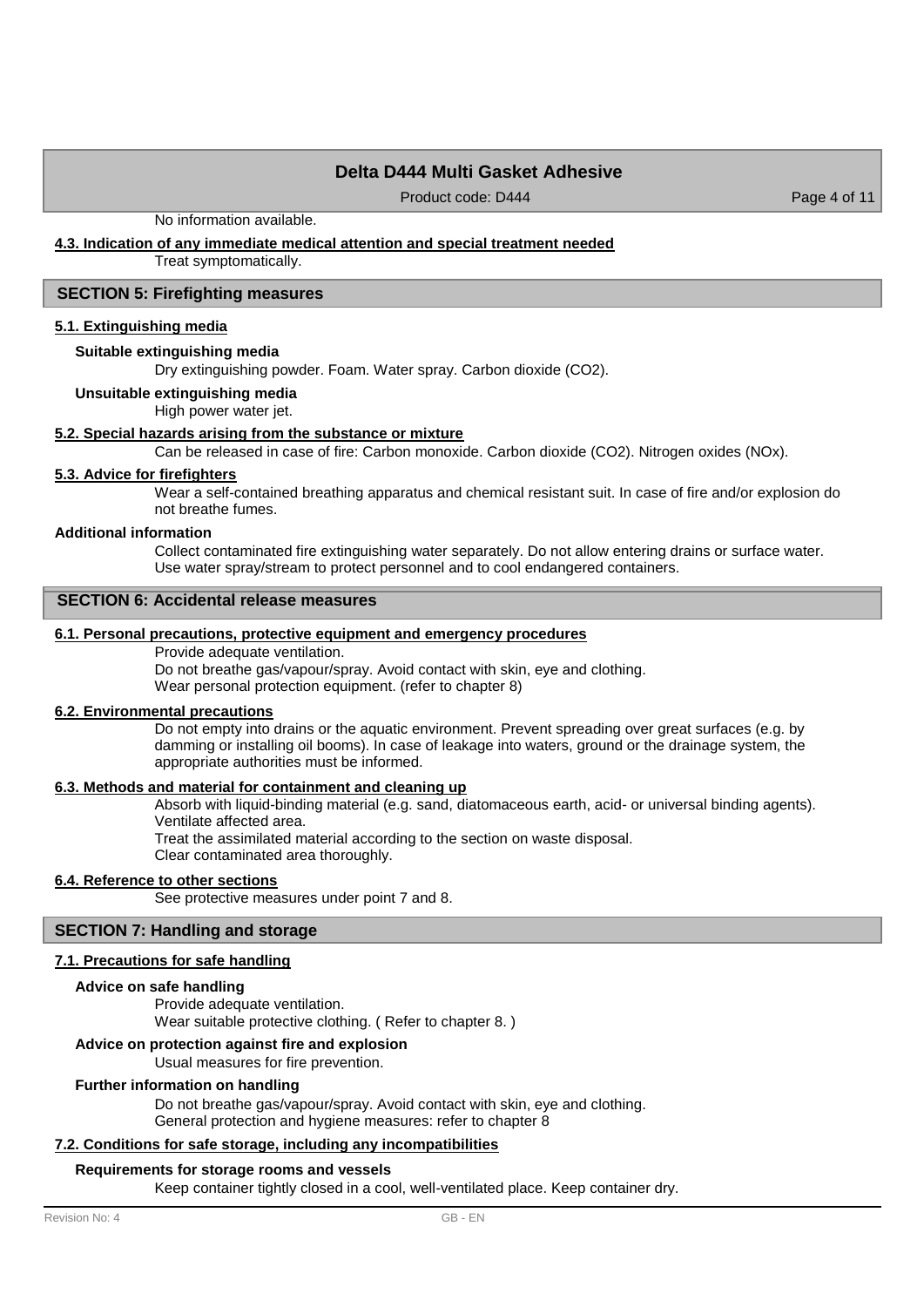No information available.

### 4.3. Indication of any immediate medical attention and special treatment needed

Treat symptomatically.

## SECTION 5: Firefighting measures

### 5.1. Extinguishing media

**Suitable extinguishing media**

Dry extinguishing powder. Foam. Water spray. Carbon dioxide ($CO_2$).

**Unsuitable extinguishing media**

High power water jet.

### 5.2. Special hazards arising from the substance or mixture

Can be released in case of fire: Carbon monoxide. Carbon dioxide ($CO_2$). Nitrogen oxides ($NO_x$).

### 5.3. Advice for firefighters

Wear a self-contained breathing apparatus and chemical resistant suit. In case of fire and/or explosion do not breathe fumes.

**Additional information**

Collect contaminated fire extinguishing water separately. Do not allow entering drains or surface water. Use water spray/stream to protect personnel and to cool endangered containers.

## SECTION 6: Accidental release measures

### 6.1. Personal precautions, protective equipment and emergency procedures

Provide adequate ventilation.
Do not breathe gas/vapour/spray. Avoid contact with skin, eye and clothing.
Wear personal protection equipment. (refer to chapter 8)

### 6.2. Environmental precautions

Do not empty into drains or the aquatic environment. Prevent spreading over great surfaces (e.g. by damming or installing oil booms). In case of leakage into waters, ground or the drainage system, the appropriate authorities must be informed.

### 6.3. Methods and material for containment and cleaning up

Absorb with liquid-binding material (e.g. sand, diatomaceous earth, acid- or universal binding agents).
Ventilate affected area.
Treat the assimilated material according to the section on waste disposal.
Clear contaminated area thoroughly.

### 6.4. Reference to other sections

See protective measures under point 7 and 8.

## SECTION 7: Handling and storage

### 7.1. Precautions for safe handling

**Advice on safe handling**

Provide adequate ventilation.
Wear suitable protective clothing. ( Refer to chapter 8. )

**Advice on protection against fire and explosion**

Usual measures for fire prevention.

**Further information on handling**

Do not breathe gas/vapour/spray. Avoid contact with skin, eye and clothing.
General protection and hygiene measures: refer to chapter 8

### 7.2. Conditions for safe storage, including any incompatibilities

**Requirements for storage rooms and vessels**

Keep container tightly closed in a cool, well-ventilated place. Keep container dry.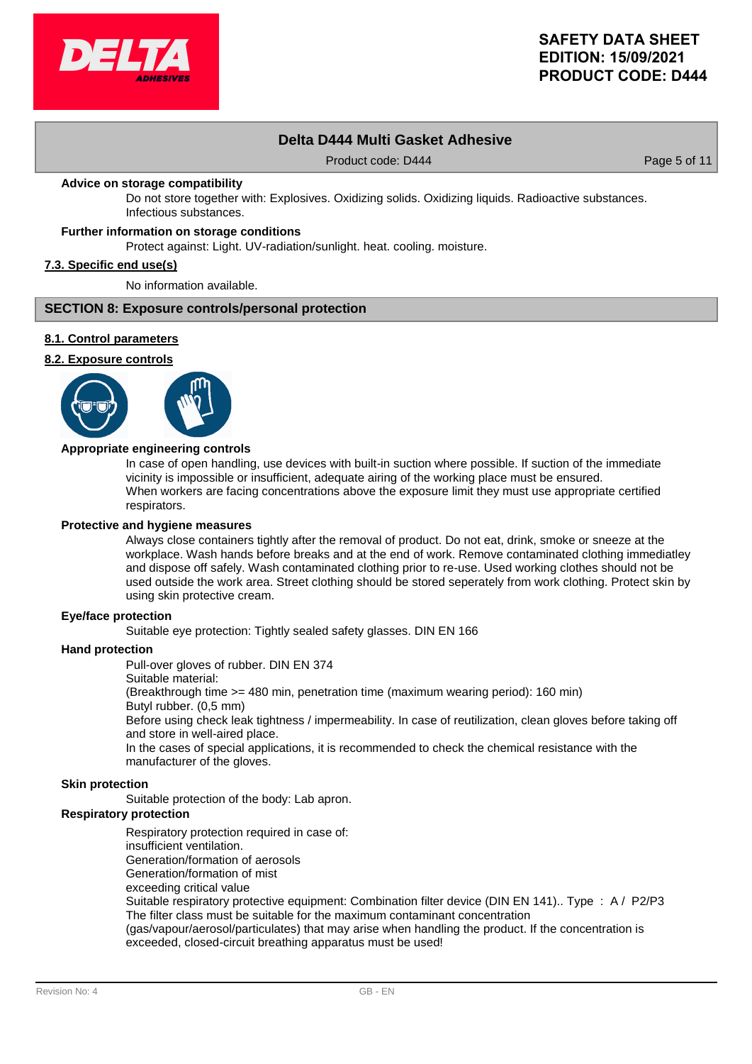#### Advice on storage compatibility

Do not store together with: Explosives. Oxidizing solids. Oxidizing liquids. Radioactive substances. Infectious substances.

#### Further information on storage conditions

Protect against: Light. UV-radiation/sunlight. heat. cooling. moisture.

### 7.3. Specific end use(s)

No information available.

## SECTION 8: Exposure controls/personal protection

### 8.1. Control parameters

### 8.2. Exposure controls

#### Appropriate engineering controls

In case of open handling, use devices with built-in suction where possible. If suction of the immediate vicinity is impossible or insufficient, adequate airing of the working place must be ensured.
When workers are facing concentrations above the exposure limit they must use appropriate certified respirators.

#### Protective and hygiene measures

Always close containers tightly after the removal of product. Do not eat, drink, smoke or sneeze at the workplace. Wash hands before breaks and at the end of work. Remove contaminated clothing immediatley and dispose off safely. Wash contaminated clothing prior to re-use. Used working clothes should not be used outside the work area. Street clothing should be stored seperately from work clothing. Protect skin by using skin protective cream.

#### Eye/face protection

Suitable eye protection: Tightly sealed safety glasses. DIN EN 166

#### Hand protection

Pull-over gloves of rubber. DIN EN 374
Suitable material:
(Breakthrough time >= 480 min, penetration time (maximum wearing period): 160 min)
Butyl rubber. (0,5 mm)
Before using check leak tightness / impermeability. In case of reutilization, clean gloves before taking off and store in well-aired place.
In the cases of special applications, it is recommended to check the chemical resistance with the manufacturer of the gloves.

#### Skin protection

Suitable protection of the body: Lab apron.

#### Respiratory protection

Respiratory protection required in case of:
insufficient ventilation.
Generation/formation of aerosols
Generation/formation of mist
exceeding critical value
Suitable respiratory protective equipment: Combination filter device (DIN EN 141).. Type : A / P2/P3
The filter class must be suitable for the maximum contaminant concentration (gas/vapour/aerosol/particulates) that may arise when handling the product. If the concentration is exceeded, closed-circuit breathing apparatus must be used!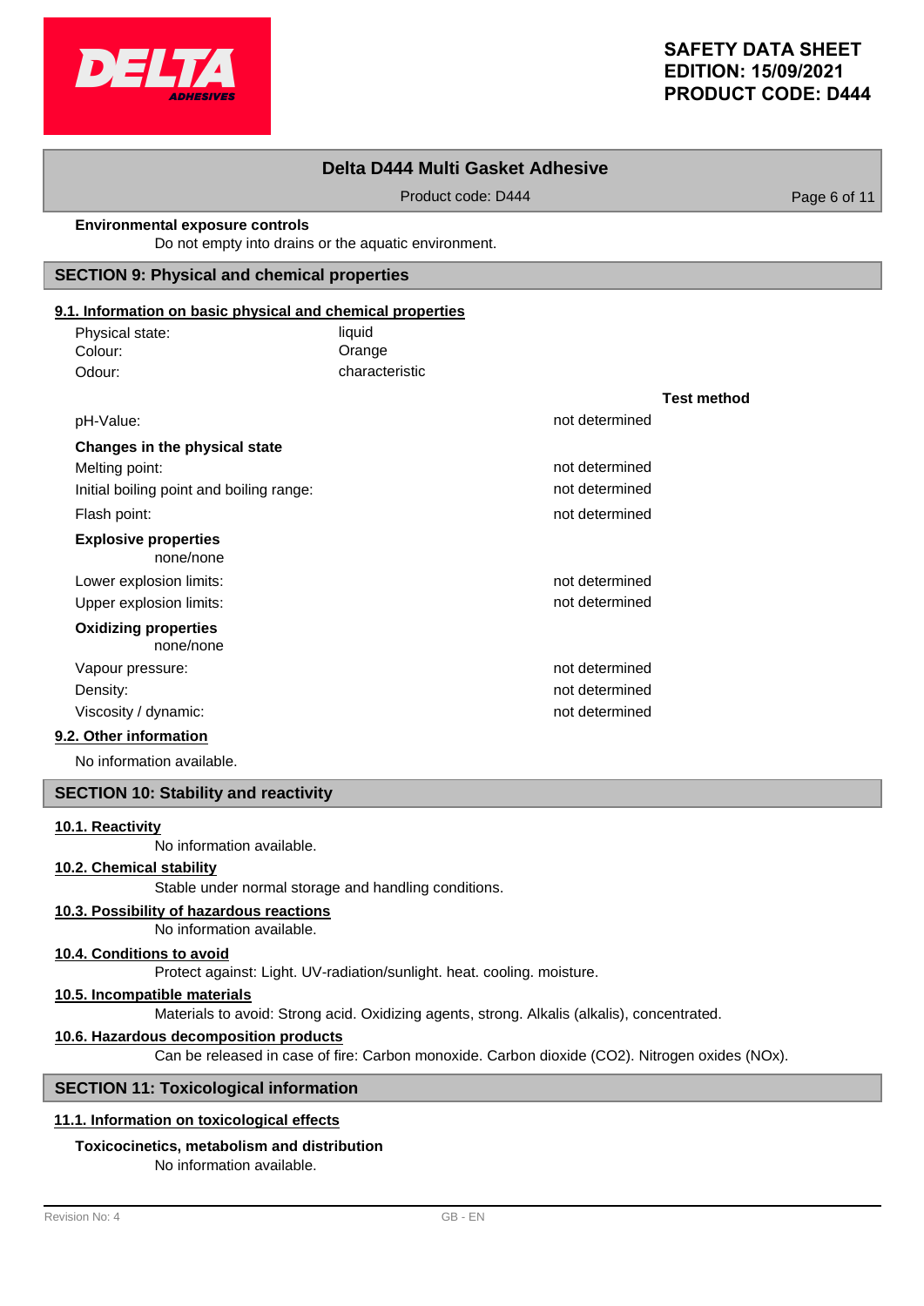**Environmental exposure controls**

Do not empty into drains or the aquatic environment.

## SECTION 9: Physical and chemical properties

### 9.1. Information on basic physical and chemical properties

| | |
|---|---|
| Physical state: | liquid |
| Colour: | Orange |
| Odour: | characteristic |

| | | Test method |
|---|---|---|
| pH-Value: | not determined | |
| **Changes in the physical state** | | |
| Melting point: | not determined | |
| Initial boiling point and boiling range: | not determined | |
| Flash point: | not determined | |

**Explosive properties**

none/none

| | | |
|---|---|---|
| Lower explosion limits: | not determined | |
| Upper explosion limits: | not determined | |

**Oxidizing properties**

none/none

| | | |
|---|---|---|
| Vapour pressure: | not determined | |
| Density: | not determined | |
| Viscosity / dynamic: | not determined | |

### 9.2. Other information

No information available.

## SECTION 10: Stability and reactivity

### 10.1. Reactivity

No information available.

### 10.2. Chemical stability

Stable under normal storage and handling conditions.

### 10.3. Possibility of hazardous reactions

No information available.

### 10.4. Conditions to avoid

Protect against: Light. UV-radiation/sunlight. heat. cooling. moisture.

### 10.5. Incompatible materials

Materials to avoid: Strong acid. Oxidizing agents, strong. Alkalis (alkalis), concentrated.

### 10.6. Hazardous decomposition products

Can be released in case of fire: Carbon monoxide. Carbon dioxide ($CO_2$). Nitrogen oxides ($NO_x$).

## SECTION 11: Toxicological information

### 11.1. Information on toxicological effects

**Toxicocinetics, metabolism and distribution**

No information available.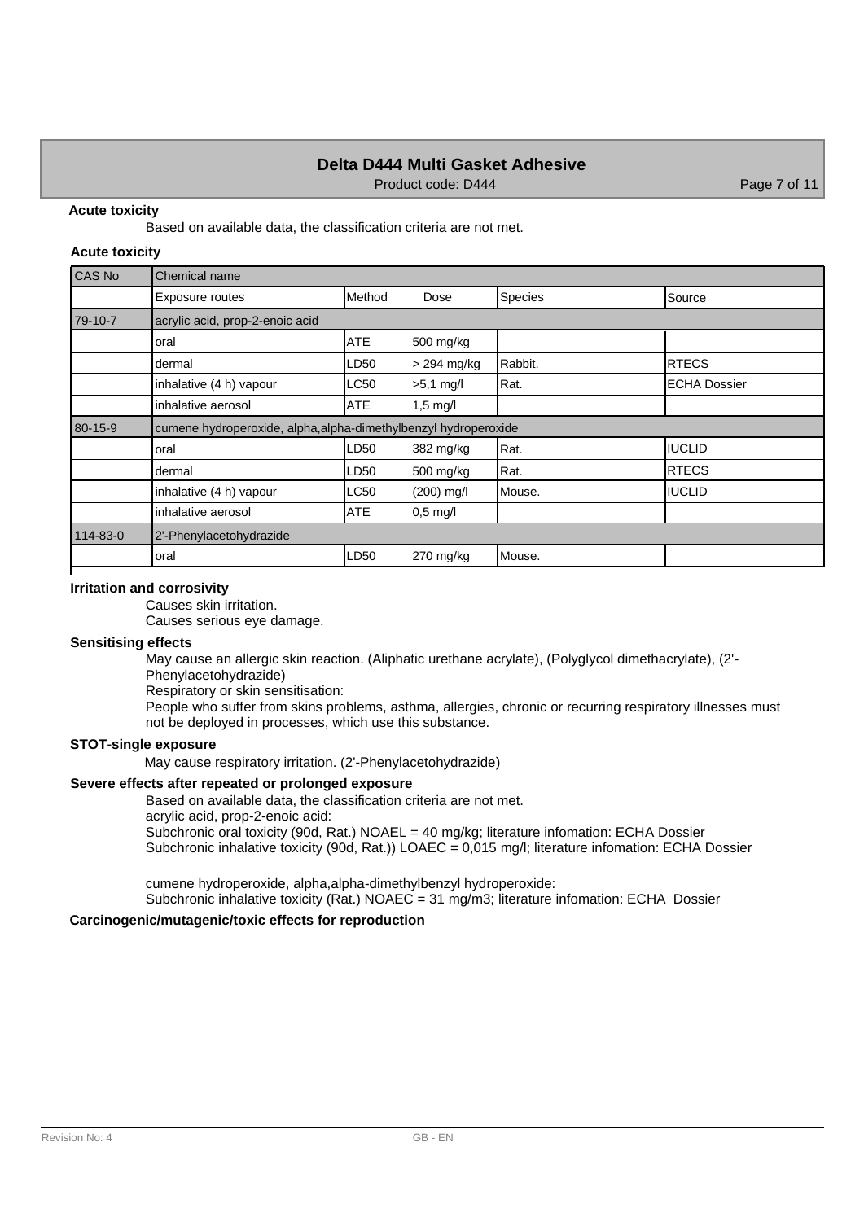**Acute toxicity**

Based on available data, the classification criteria are not met.

**Acute toxicity**

| CAS No | Chemical name | | | | |
|---|---|---|---|---|---|
| | Exposure routes | Method | Dose | Species | Source |
| 79-10-7 | acrylic acid, prop-2-enoic acid | | | | |
| | oral | ATE | 500 mg/kg | | |
| | dermal | LD50 | > 294 mg/kg | Rabbit. | RTECS |
| | inhalative (4 h) vapour | LC50 | >5,1 mg/l | Rat. | ECHA Dossier |
| | inhalative aerosol | ATE | 1,5 mg/l | | |
| 80-15-9 | cumene hydroperoxide, alpha,alpha-dimethylbenzyl hydroperoxide | | | | |
| | oral | LD50 | 382 mg/kg | Rat. | IUCLID |
| | dermal | LD50 | 500 mg/kg | Rat. | RTECS |
| | inhalative (4 h) vapour | LC50 | (200) mg/l | Mouse. | IUCLID |
| | inhalative aerosol | ATE | 0,5 mg/l | | |
| 114-83-0 | 2'-Phenylacetohydrazide | | | | |
| | oral | LD50 | 270 mg/kg | Mouse. | |

**Irritation and corrosivity**

Causes skin irritation.
Causes serious eye damage.

**Sensitising effects**

May cause an allergic skin reaction. (Aliphatic urethane acrylate), (Polyglycol dimethacrylate), (2'-Phenylacetohydrazide)
Respiratory or skin sensitisation:
People who suffer from skins problems, asthma, allergies, chronic or recurring respiratory illnesses must not be deployed in processes, which use this substance.

**STOT-single exposure**

May cause respiratory irritation. (2'-Phenylacetohydrazide)

**Severe effects after repeated or prolonged exposure**

Based on available data, the classification criteria are not met.
acrylic acid, prop-2-enoic acid:
Subchronic oral toxicity (90d, Rat.) NOAEL = 40 mg/kg; literature infomation: ECHA Dossier
Subchronic inhalative toxicity (90d, Rat.)) LOAEC = 0,015 mg/l; literature infomation: ECHA Dossier

cumene hydroperoxide, alpha,alpha-dimethylbenzyl hydroperoxide:
Subchronic inhalative toxicity (Rat.) NOAEC = 31 mg/m3; literature infomation: ECHA Dossier

**Carcinogenic/mutagenic/toxic effects for reproduction**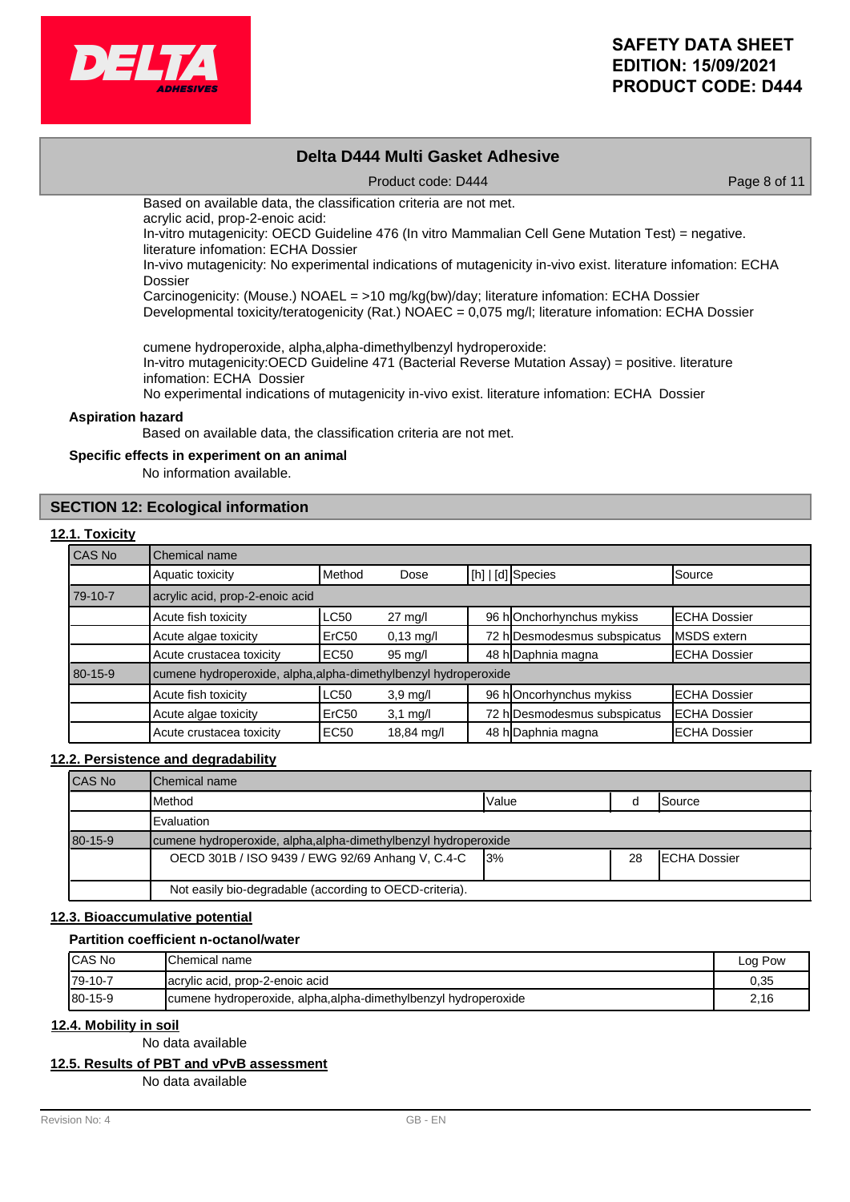Based on available data, the classification criteria are not met.
acrylic acid, prop-2-enoic acid:
In-vitro mutagenicity: OECD Guideline 476 (In vitro Mammalian Cell Gene Mutation Test) = negative. literature infomation: ECHA Dossier
In-vivo mutagenicity: No experimental indications of mutagenicity in-vivo exist. literature infomation: ECHA Dossier
Carcinogenicity: (Mouse.) NOAEL = >10 mg/kg(bw)/day; literature infomation: ECHA Dossier
Developmental toxicity/teratogenicity (Rat.) NOAEC = 0,075 mg/l; literature infomation: ECHA Dossier

cumene hydroperoxide, alpha,alpha-dimethylbenzyl hydroperoxide:
In-vitro mutagenicity:OECD Guideline 471 (Bacterial Reverse Mutation Assay) = positive. literature infomation: ECHA Dossier
No experimental indications of mutagenicity in-vivo exist. literature infomation: ECHA Dossier

**Aspiration hazard**

Based on available data, the classification criteria are not met.

**Specific effects in experiment on an animal**

No information available.

## SECTION 12: Ecological information

### 12.1. Toxicity

| CAS No | Chemical name | | | | | |
|---|---|---|---|---|---|---|
| | Aquatic toxicity | Method | Dose | [h] \| [d] | Species | Source |
| 79-10-7 | acrylic acid, prop-2-enoic acid | | | | | |
| | Acute fish toxicity | LC50 | 27 mg/l | 96 h | Onchorhynchus mykiss | ECHA Dossier |
| | Acute algae toxicity | ErC50 | 0,13 mg/l | 72 h | Desmodesmus subspicatus | MSDS extern |
| | Acute crustacea toxicity | EC50 | 95 mg/l | 48 h | Daphnia magna | ECHA Dossier |
| 80-15-9 | cumene hydroperoxide, alpha,alpha-dimethylbenzyl hydroperoxide | | | | | |
| | Acute fish toxicity | LC50 | 3,9 mg/l | 96 h | Oncorhynchus mykiss | ECHA Dossier |
| | Acute algae toxicity | ErC50 | 3,1 mg/l | 72 h | Desmodesmus subspicatus | ECHA Dossier |
| | Acute crustacea toxicity | EC50 | 18,84 mg/l | 48 h | Daphnia magna | ECHA Dossier |

### 12.2. Persistence and degradability

| CAS No | Chemical name | | | |
|---|---|---|---|---|
| | Method | Value | d | Source |
| | Evaluation | | | |
| 80-15-9 | cumene hydroperoxide, alpha,alpha-dimethylbenzyl hydroperoxide | | | |
| | OECD 301B / ISO 9439 / EWG 92/69 Anhang V, C.4-C | 3% | 28 | ECHA Dossier |
| | Not easily bio-degradable (according to OECD-criteria). | | | |

### 12.3. Bioaccumulative potential

**Partition coefficient n-octanol/water**

| CAS No | Chemical name | Log Pow |
|---|---|---|
| 79-10-7 | acrylic acid, prop-2-enoic acid | 0,35 |
| 80-15-9 | cumene hydroperoxide, alpha,alpha-dimethylbenzyl hydroperoxide | 2,16 |

### 12.4. Mobility in soil

No data available

### 12.5. Results of PBT and vPvB assessment

No data available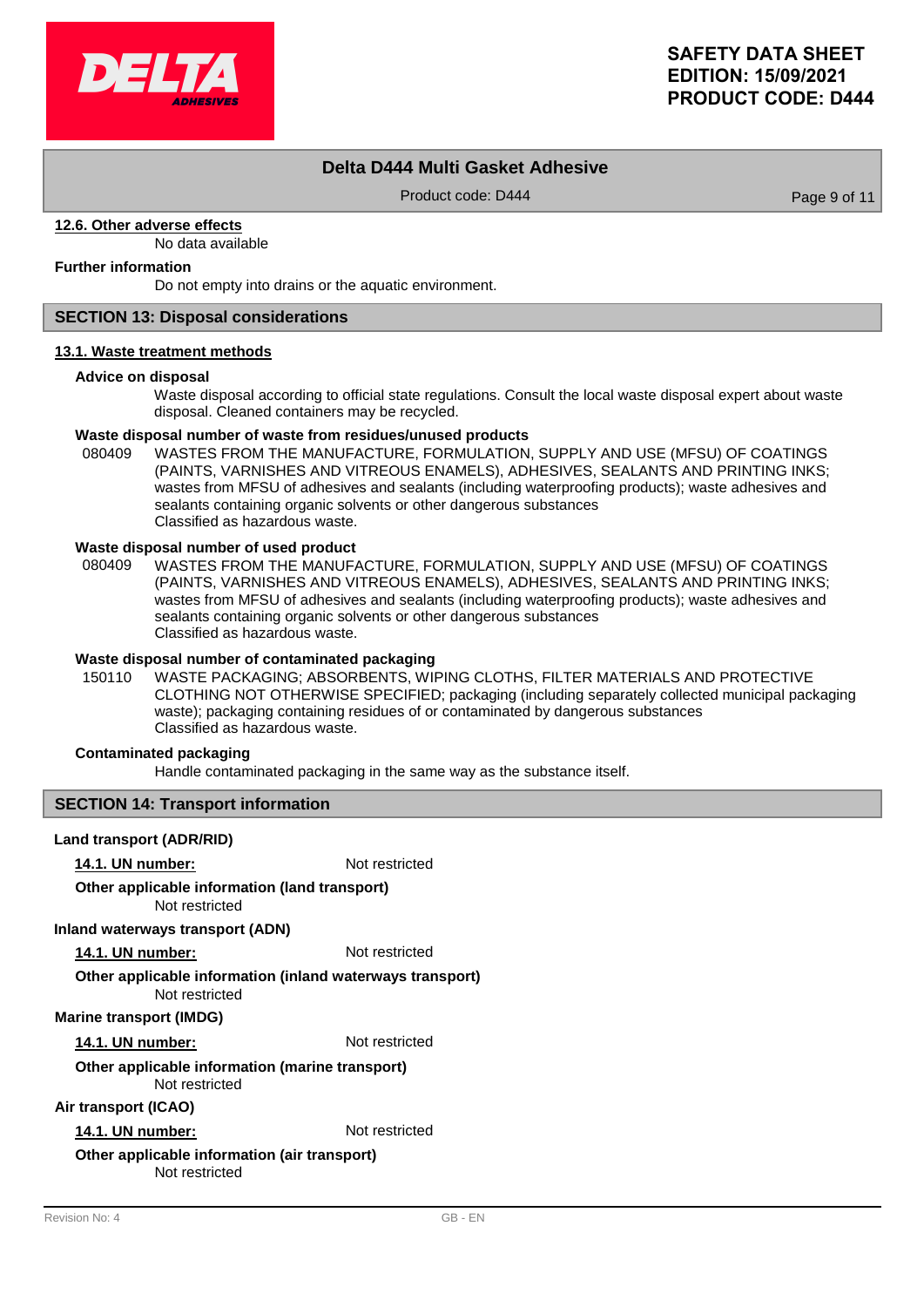### 12.6. Other adverse effects

No data available

**Further information**

Do not empty into drains or the aquatic environment.

## SECTION 13: Disposal considerations

### 13.1. Waste treatment methods

**Advice on disposal**

Waste disposal according to official state regulations. Consult the local waste disposal expert about waste disposal. Cleaned containers may be recycled.

**Waste disposal number of waste from residues/unused products**

080409 WASTES FROM THE MANUFACTURE, FORMULATION, SUPPLY AND USE (MFSU) OF COATINGS (PAINTS, VARNISHES AND VITREOUS ENAMELS), ADHESIVES, SEALANTS AND PRINTING INKS; wastes from MFSU of adhesives and sealants (including waterproofing products); waste adhesives and sealants containing organic solvents or other dangerous substances
Classified as hazardous waste.

**Waste disposal number of used product**

080409 WASTES FROM THE MANUFACTURE, FORMULATION, SUPPLY AND USE (MFSU) OF COATINGS (PAINTS, VARNISHES AND VITREOUS ENAMELS), ADHESIVES, SEALANTS AND PRINTING INKS; wastes from MFSU of adhesives and sealants (including waterproofing products); waste adhesives and sealants containing organic solvents or other dangerous substances
Classified as hazardous waste.

**Waste disposal number of contaminated packaging**

150110 WASTE PACKAGING; ABSORBENTS, WIPING CLOTHS, FILTER MATERIALS AND PROTECTIVE CLOTHING NOT OTHERWISE SPECIFIED; packaging (including separately collected municipal packaging waste); packaging containing residues of or contaminated by dangerous substances
Classified as hazardous waste.

**Contaminated packaging**

Handle contaminated packaging in the same way as the substance itself.

## SECTION 14: Transport information

**Land transport (ADR/RID)**

**14.1. UN number:** Not restricted

**Other applicable information (land transport)**

Not restricted

**Inland waterways transport (ADN)**

**14.1. UN number:** Not restricted

**Other applicable information (inland waterways transport)**

Not restricted

**Marine transport (IMDG)**

**14.1. UN number:** Not restricted

**Other applicable information (marine transport)**

Not restricted

**Air transport (ICAO)**

**14.1. UN number:** Not restricted

**Other applicable information (air transport)**

Not restricted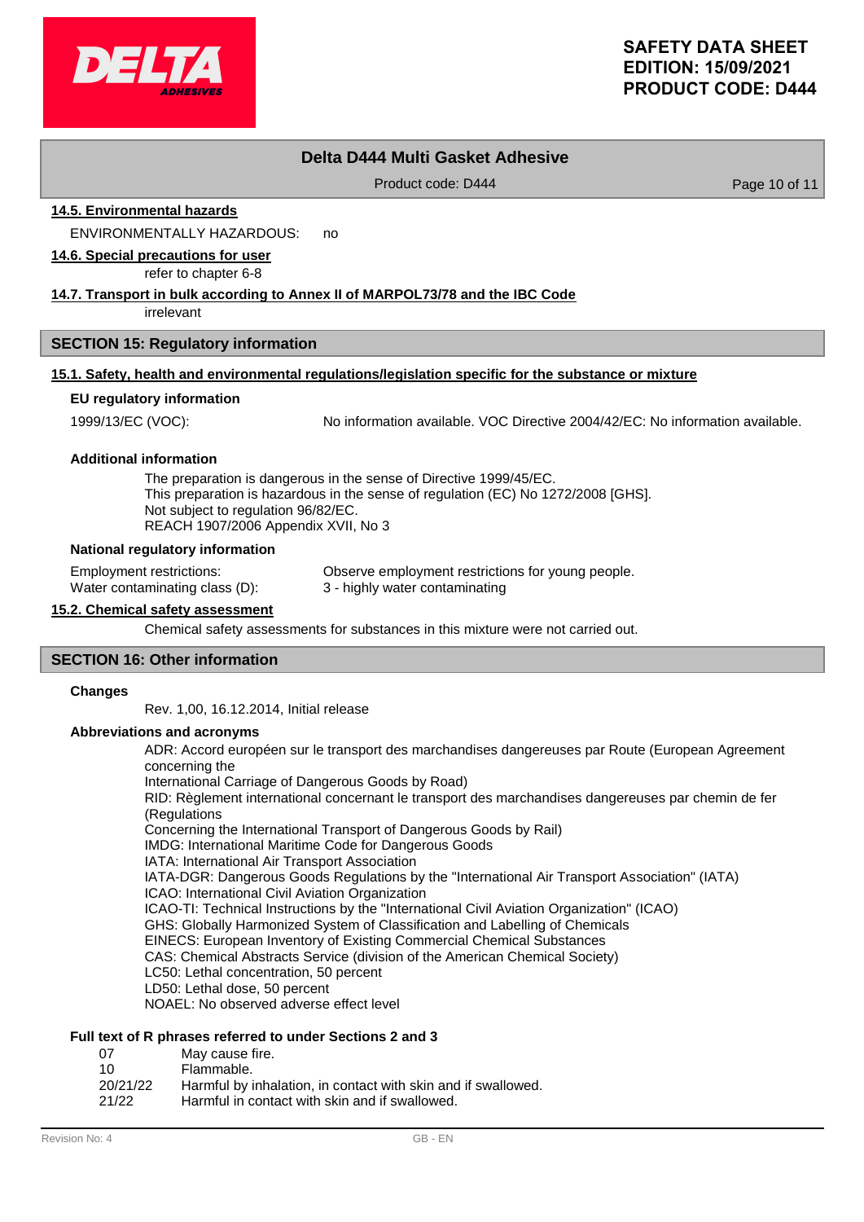#### 14.5. Environmental hazards

ENVIRONMENTALLY HAZARDOUS: no

#### 14.6. Special precautions for user

refer to chapter 6-8

#### 14.7. Transport in bulk according to Annex II of MARPOL73/78 and the IBC Code

irrelevant

## SECTION 15: Regulatory information

#### 15.1. Safety, health and environmental regulations/legislation specific for the substance or mixture

**EU regulatory information**

1999/13/EC (VOC): No information available. VOC Directive 2004/42/EC: No information available.

**Additional information**

The preparation is dangerous in the sense of Directive 1999/45/EC.
This preparation is hazardous in the sense of regulation (EC) No 1272/2008 [GHS].
Not subject to regulation 96/82/EC.
REACH 1907/2006 Appendix XVII, No 3

**National regulatory information**

Employment restrictions: Observe employment restrictions for young people.
Water contaminating class (D): 3 - highly water contaminating

#### 15.2. Chemical safety assessment

Chemical safety assessments for substances in this mixture were not carried out.

## SECTION 16: Other information

**Changes**

Rev. 1,00, 16.12.2014, Initial release

**Abbreviations and acronyms**

ADR: Accord européen sur le transport des marchandises dangereuses par Route (European Agreement concerning the
International Carriage of Dangerous Goods by Road)
RID: Règlement international concernant le transport des marchandises dangereuses par chemin de fer (Regulations
Concerning the International Transport of Dangerous Goods by Rail)
IMDG: International Maritime Code for Dangerous Goods
IATA: International Air Transport Association
IATA-DGR: Dangerous Goods Regulations by the "International Air Transport Association" (IATA)
ICAO: International Civil Aviation Organization
ICAO-TI: Technical Instructions by the "International Civil Aviation Organization" (ICAO)
GHS: Globally Harmonized System of Classification and Labelling of Chemicals
EINECS: European Inventory of Existing Commercial Chemical Substances
CAS: Chemical Abstracts Service (division of the American Chemical Society)
LC50: Lethal concentration, 50 percent
LD50: Lethal dose, 50 percent
NOAEL: No observed adverse effect level

**Full text of R phrases referred to under Sections 2 and 3**

| | |
|---|---|
| 07 | May cause fire. |
| 10 | Flammable. |
| 20/21/22 | Harmful by inhalation, in contact with skin and if swallowed. |
| 21/22 | Harmful in contact with skin and if swallowed. |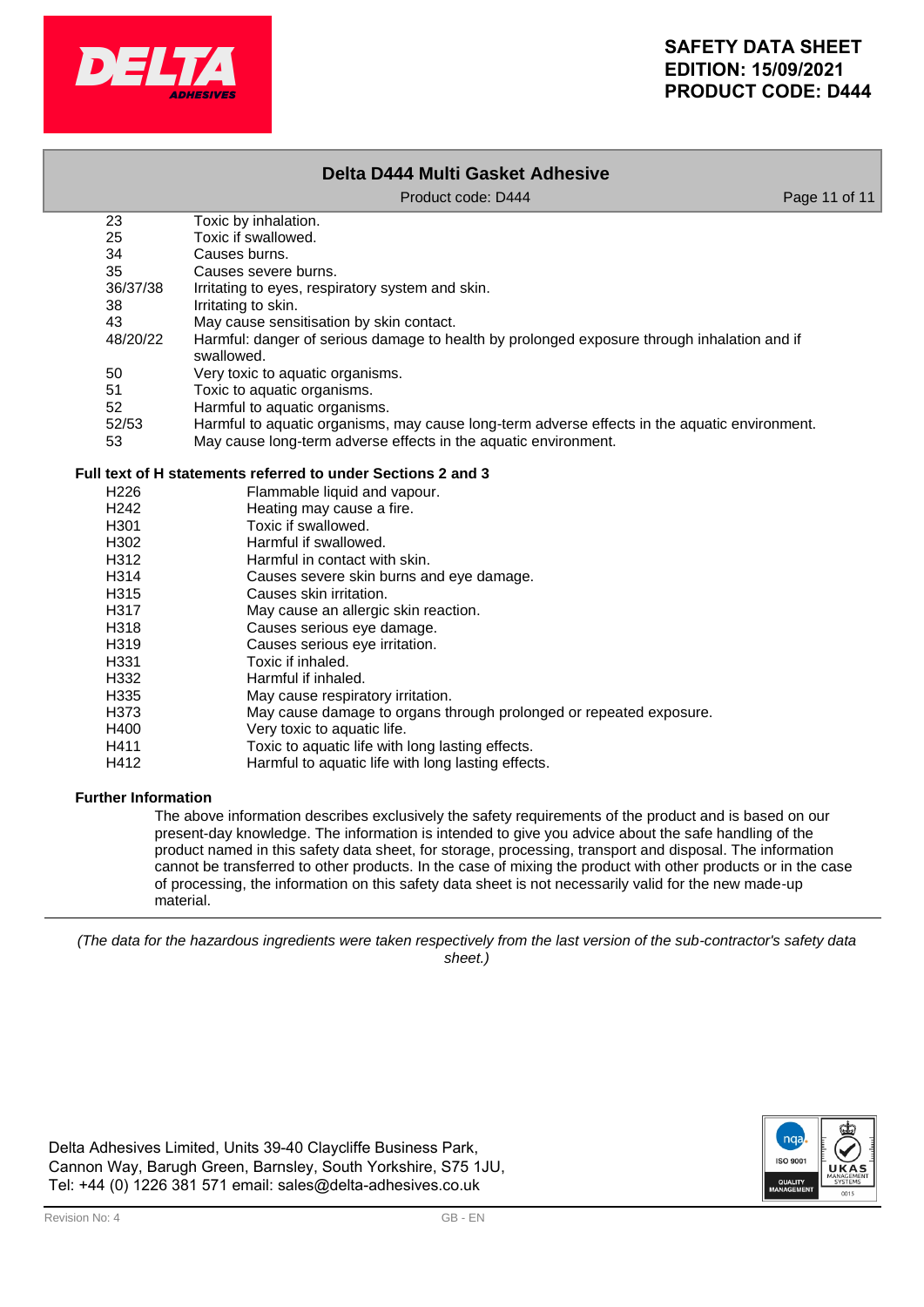| | |
|---|---|
| 23 | Toxic by inhalation. |
| 25 | Toxic if swallowed. |
| 34 | Causes burns. |
| 35 | Causes severe burns. |
| 36/37/38 | Irritating to eyes, respiratory system and skin. |
| 38 | Irritating to skin. |
| 43 | May cause sensitisation by skin contact. |
| 48/20/22 | Harmful: danger of serious damage to health by prolonged exposure through inhalation and if swallowed. |
| 50 | Very toxic to aquatic organisms. |
| 51 | Toxic to aquatic organisms. |
| 52 | Harmful to aquatic organisms. |
| 52/53 | Harmful to aquatic organisms, may cause long-term adverse effects in the aquatic environment. |
| 53 | May cause long-term adverse effects in the aquatic environment. |

**Full text of H statements referred to under Sections 2 and 3**

| | |
|---|---|
| H226 | Flammable liquid and vapour. |
| H242 | Heating may cause a fire. |
| H301 | Toxic if swallowed. |
| H302 | Harmful if swallowed. |
| H312 | Harmful in contact with skin. |
| H314 | Causes severe skin burns and eye damage. |
| H315 | Causes skin irritation. |
| H317 | May cause an allergic skin reaction. |
| H318 | Causes serious eye damage. |
| H319 | Causes serious eye irritation. |
| H331 | Toxic if inhaled. |
| H332 | Harmful if inhaled. |
| H335 | May cause respiratory irritation. |
| H373 | May cause damage to organs through prolonged or repeated exposure. |
| H400 | Very toxic to aquatic life. |
| H411 | Toxic to aquatic life with long lasting effects. |
| H412 | Harmful to aquatic life with long lasting effects. |

**Further Information**

The above information describes exclusively the safety requirements of the product and is based on our present-day knowledge. The information is intended to give you advice about the safe handling of the product named in this safety data sheet, for storage, processing, transport and disposal. The information cannot be transferred to other products. In the case of mixing the product with other products or in the case of processing, the information on this safety data sheet is not necessarily valid for the new made-up material.

---

*(The data for the hazardous ingredients were taken respectively from the last version of the sub-contractor's safety data sheet.)*

Delta Adhesives Limited, Units 39-40 Claycliffe Business Park, Cannon Way, Barugh Green, Barnsley, South Yorkshire, S75 1JU, Tel: +44 (0) 1226 381 571 email: sales@delta-adhesives.co.uk